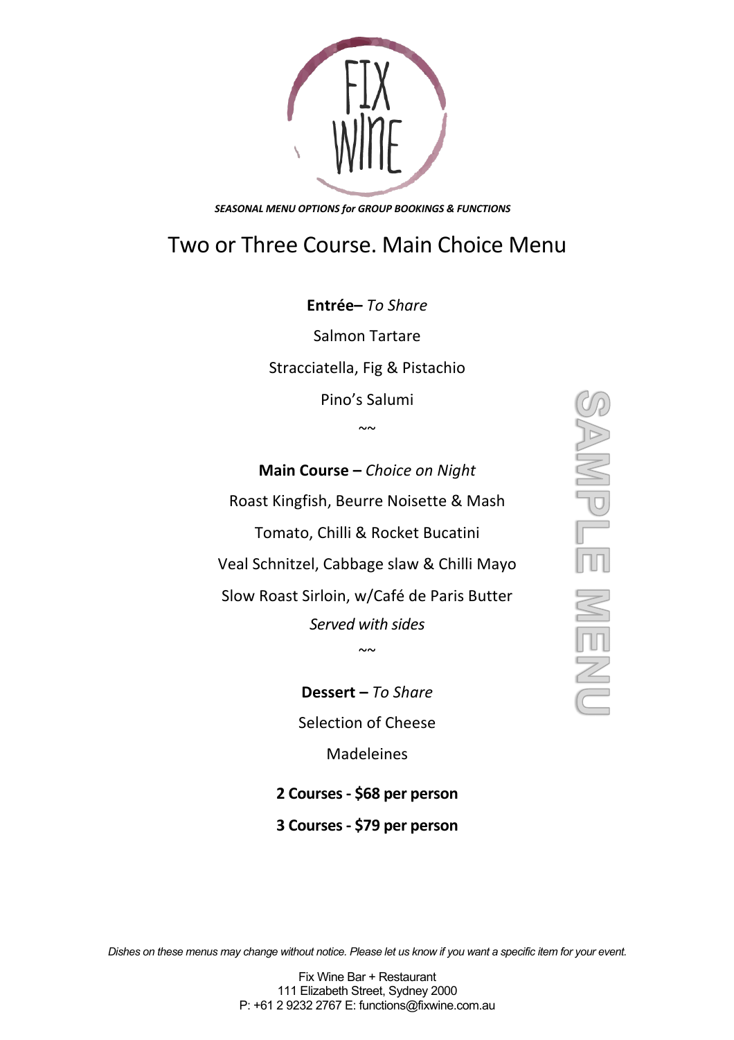FIX WINE

***SEASONAL MENU OPTIONS for GROUP BOOKINGS & FUNCTIONS***

# Two or Three Course. Main Choice Menu

**Entrée–** *To Share*

Salmon Tartare

Stracciatella, Fig & Pistachio

Pino's Salumi

~~

**Main Course –** *Choice on Night*

Roast Kingfish, Beurre Noisette & Mash

Tomato, Chilli & Rocket Bucatini

Veal Schnitzel, Cabbage slaw & Chilli Mayo

Slow Roast Sirloin, w/Café de Paris Butter

*Served with sides*

~~

**Dessert –** *To Share*

Selection of Cheese

Madeleines

**2 Courses - $68 per person**

**3 Courses - $79 per person**

SAMPLE MENU

*Dishes on these menus may change without notice. Please let us know if you want a specific item for your event.*

Fix Wine Bar + Restaurant
111 Elizabeth Street, Sydney 2000
P: +61 2 9232 2767 E: functions@fixwine.com.au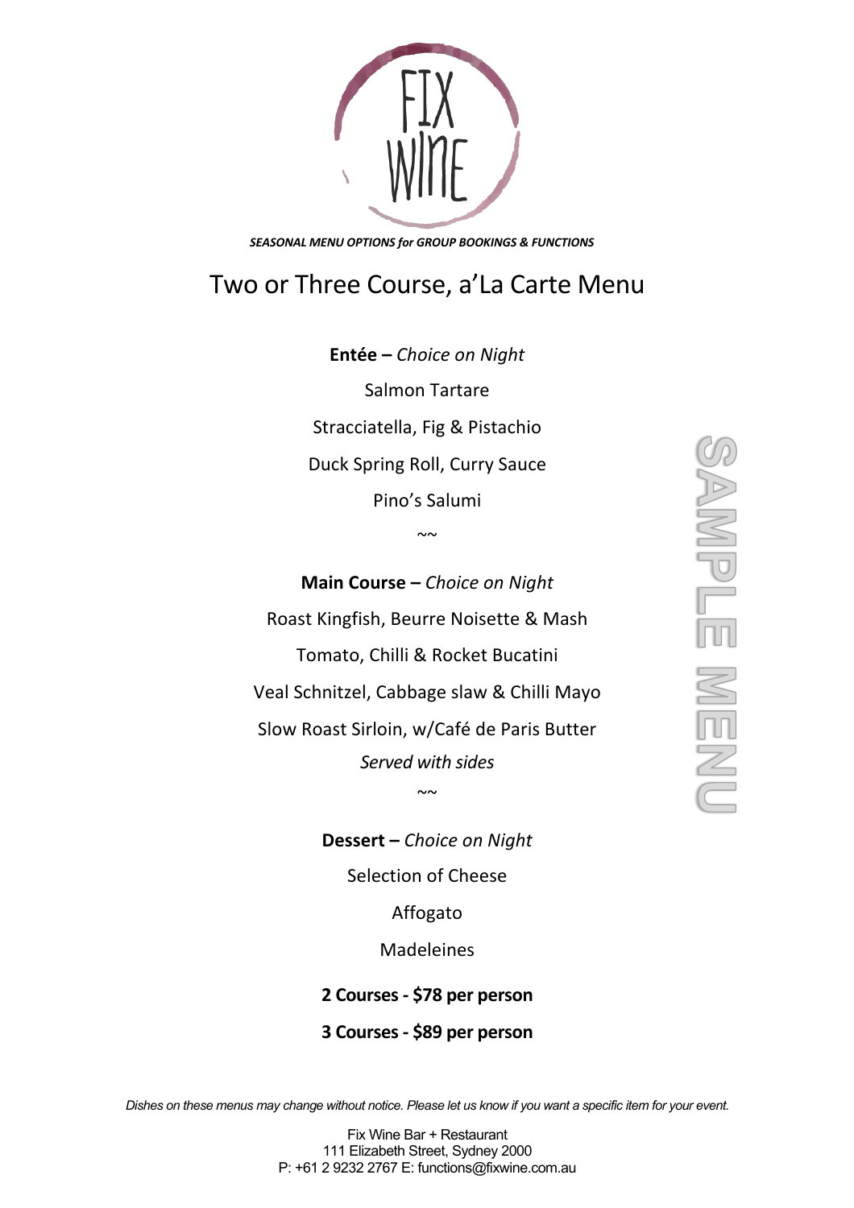FIX WINE

***SEASONAL MENU OPTIONS for GROUP BOOKINGS & FUNCTIONS***

# Two or Three Course, a'La Carte Menu

**Entée –** *Choice on Night*

Salmon Tartare

Stracciatella, Fig & Pistachio

Duck Spring Roll, Curry Sauce

Pino's Salumi

~~

**Main Course –** *Choice on Night*

Roast Kingfish, Beurre Noisette & Mash

Tomato, Chilli & Rocket Bucatini

Veal Schnitzel, Cabbage slaw & Chilli Mayo

Slow Roast Sirloin, w/Café de Paris Butter

*Served with sides*

~~

**Dessert –** *Choice on Night*

Selection of Cheese

Affogato

Madeleines

**2 Courses - $78 per person**

**3 Courses - $89 per person**

SAMPLE MENU

*Dishes on these menus may change without notice. Please let us know if you want a specific item for your event.*

Fix Wine Bar + Restaurant
111 Elizabeth Street, Sydney 2000
P: +61 2 9232 2767 E: functions@fixwine.com.au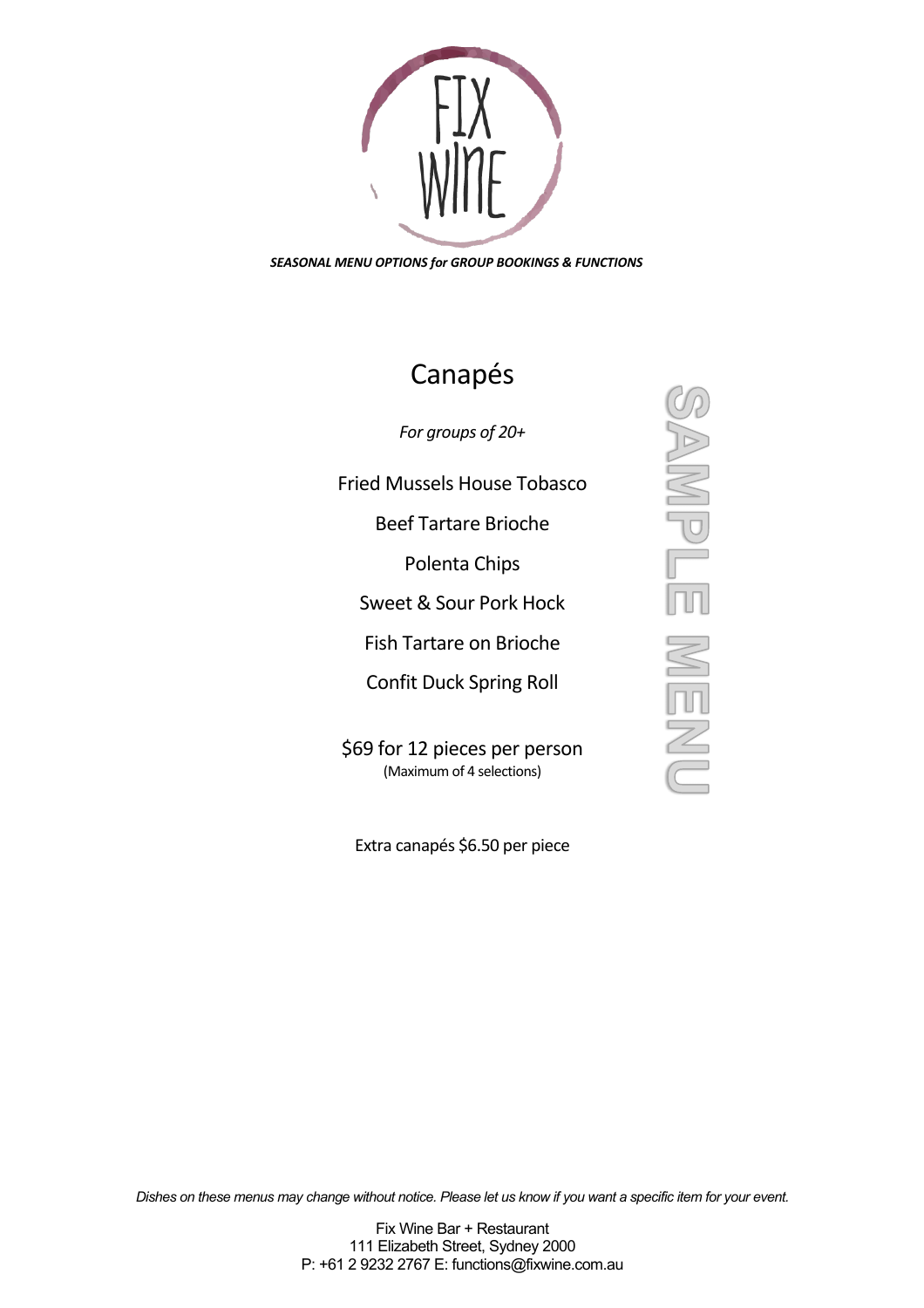FIX WINE

***SEASONAL MENU OPTIONS for GROUP BOOKINGS & FUNCTIONS***

# Canapés

*For groups of 20+*

Fried Mussels House Tobasco

Beef Tartare Brioche

Polenta Chips

Sweet & Sour Pork Hock

Fish Tartare on Brioche

Confit Duck Spring Roll

$69 for 12 pieces per person
(Maximum of 4 selections)

Extra canapés $6.50 per piece

SAMPLE MENU

*Dishes on these menus may change without notice. Please let us know if you want a specific item for your event.*

Fix Wine Bar + Restaurant
111 Elizabeth Street, Sydney 2000
P: +61 2 9232 2767 E: functions@fixwine.com.au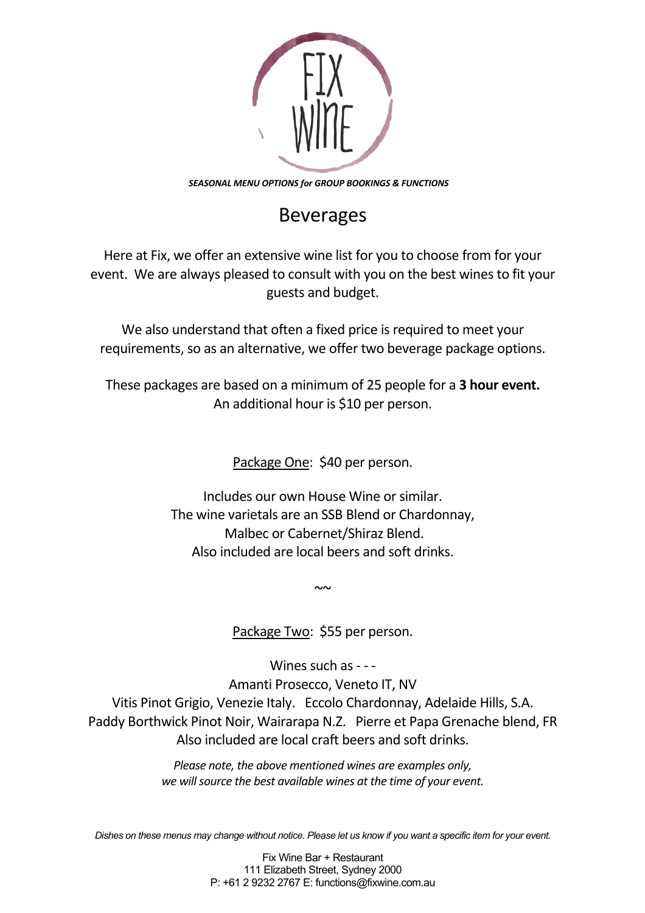FIX WINE

***SEASONAL MENU OPTIONS for GROUP BOOKINGS & FUNCTIONS***

# Beverages

Here at Fix, we offer an extensive wine list for you to choose from for your event. We are always pleased to consult with you on the best wines to fit your guests and budget.

We also understand that often a fixed price is required to meet your requirements, so as an alternative, we offer two beverage package options.

These packages are based on a minimum of 25 people for a **3 hour event.**
An additional hour is $10 per person.

Package One: $40 per person.

Includes our own House Wine or similar.
The wine varietals are an SSB Blend or Chardonnay,
Malbec or Cabernet/Shiraz Blend.
Also included are local beers and soft drinks.

~~

Package Two: $55 per person.

Wines such as - - -
Amanti Prosecco, Veneto IT, NV
Vitis Pinot Grigio, Venezie Italy. Eccolo Chardonnay, Adelaide Hills, S.A.
Paddy Borthwick Pinot Noir, Wairarapa N.Z. Pierre et Papa Grenache blend, FR
Also included are local craft beers and soft drinks.

*Please note, the above mentioned wines are examples only,*
*we will source the best available wines at the time of your event.*

*Dishes on these menus may change without notice. Please let us know if you want a specific item for your event.*

Fix Wine Bar + Restaurant
111 Elizabeth Street, Sydney 2000
P: +61 2 9232 2767 E: functions@fixwine.com.au